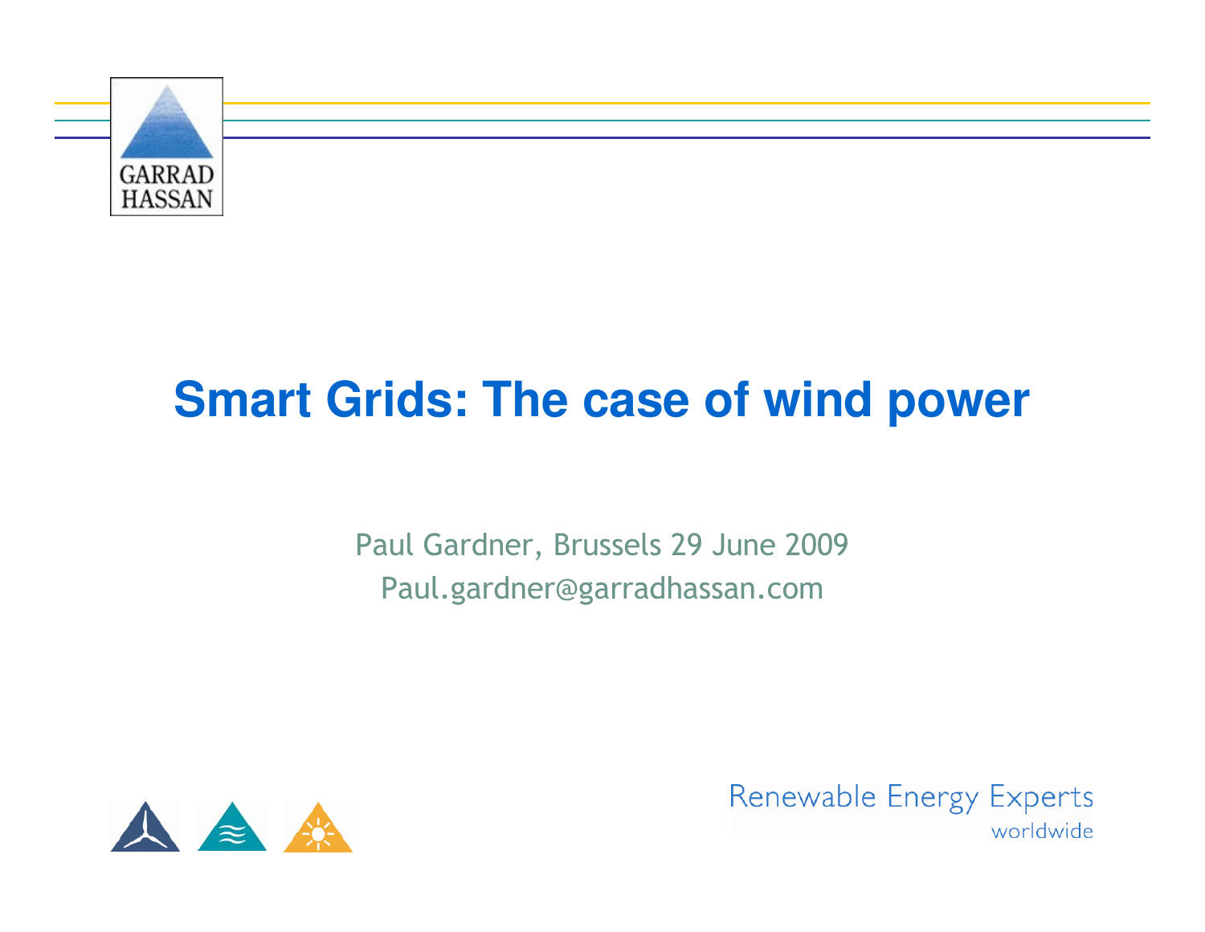GARRAD HASSAN

# Smart Grids: The case of wind power

Paul Gardner, Brussels 29 June 2009

Paul.gardner@garradhassan.com

Renewable Energy Experts worldwide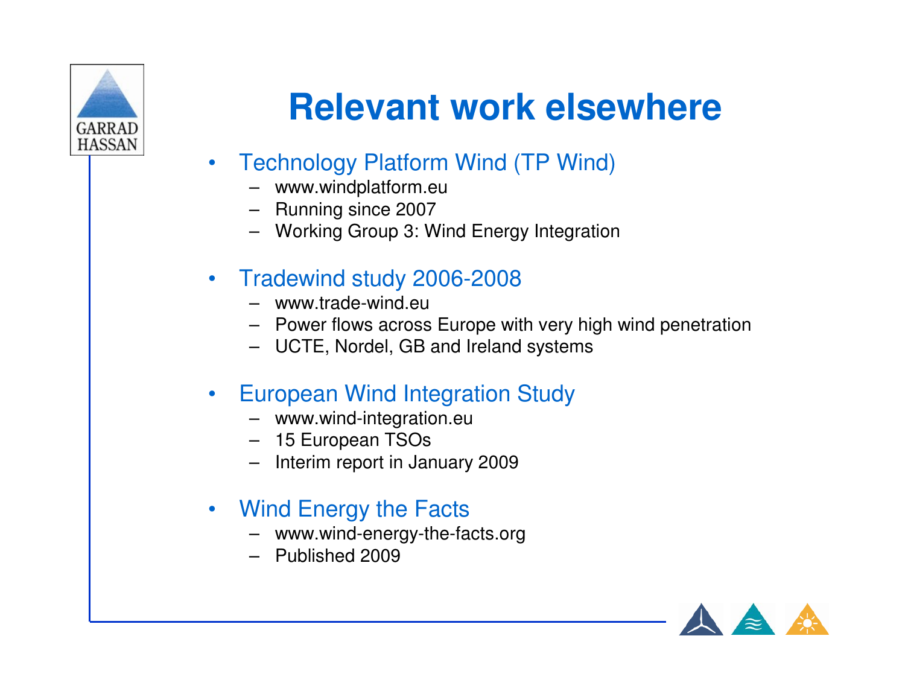# Relevant work elsewhere

- Technology Platform Wind (TP Wind)
  - www.windplatform.eu
  - Running since 2007
  - Working Group 3: Wind Energy Integration
- Tradewind study 2006-2008
  - www.trade-wind.eu
  - Power flows across Europe with very high wind penetration
  - UCTE, Nordel, GB and Ireland systems
- European Wind Integration Study
  - www.wind-integration.eu
  - 15 European TSOs
  - Interim report in January 2009
- Wind Energy the Facts
  - www.wind-energy-the-facts.org
  - Published 2009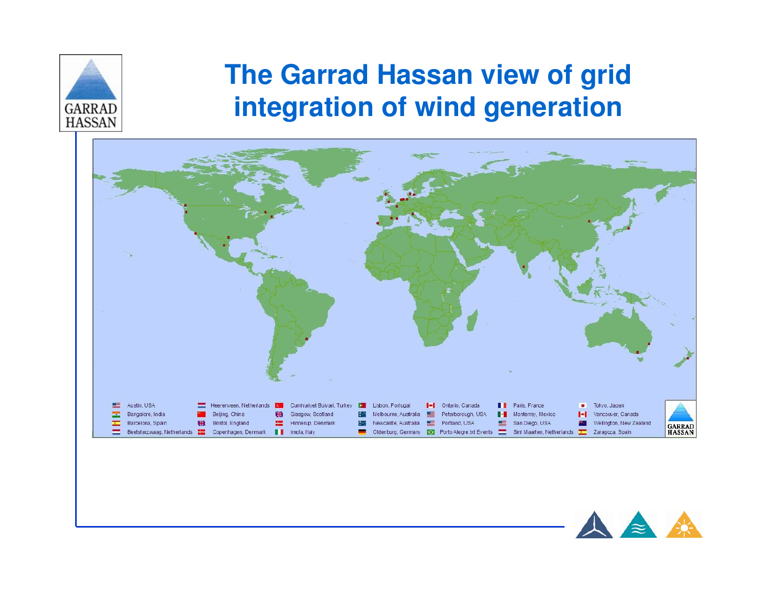# The Garrad Hassan view of grid integration of wind generation

| | | | | | | |
|---|---|---|---|---|---|---|
| Austin, USA | Heerenveen, Netherlands | Cumhuriyet Bulvari, Turkey | Lisbon, Portugal | Ontario, Canada | Paris, France | Tokyo, Japan |
| Bangalore, India | Beijing, China | Glasgow, Scotland | Melbourne, Australia | Peterborough, USA | Monterrey, Mexico | Vancouver, Canada |
| Barcelona, Spain | Bristol, England | Hinnerup, Denmark | Newcastle, Australia | Portland, USA | San Diego, USA | Wellington, New Zealand |
| Beetsterzwaag, Netherlands | Copenhagen, Denmark | Imola, Italy | Oldenburg, Germany | Porto Alegre.txt Events | Sint Maarten, Netherlands | Zaragoza, Spain |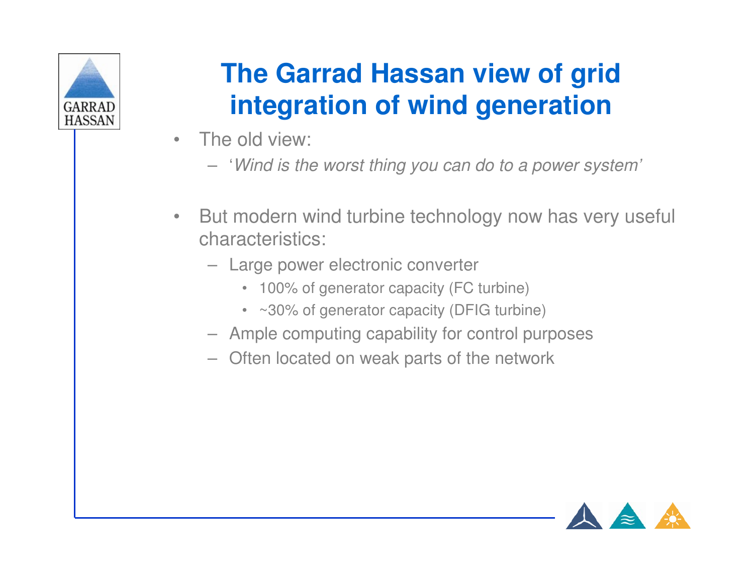# The Garrad Hassan view of grid integration of wind generation

- The old view:
  - '*Wind is the worst thing you can do to a power system'*
- But modern wind turbine technology now has very useful characteristics:
  - Large power electronic converter
    - 100% of generator capacity (FC turbine)
    - ~30% of generator capacity (DFIG turbine)
  - Ample computing capability for control purposes
  - Often located on weak parts of the network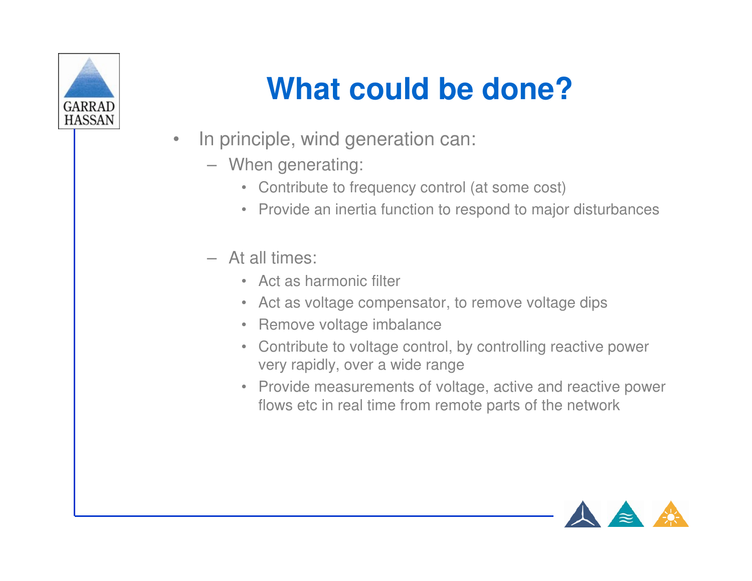# What could be done?

- In principle, wind generation can:
  - When generating:
    - Contribute to frequency control (at some cost)
    - Provide an inertia function to respond to major disturbances
  - At all times:
    - Act as harmonic filter
    - Act as voltage compensator, to remove voltage dips
    - Remove voltage imbalance
    - Contribute to voltage control, by controlling reactive power very rapidly, over a wide range
    - Provide measurements of voltage, active and reactive power flows etc in real time from remote parts of the network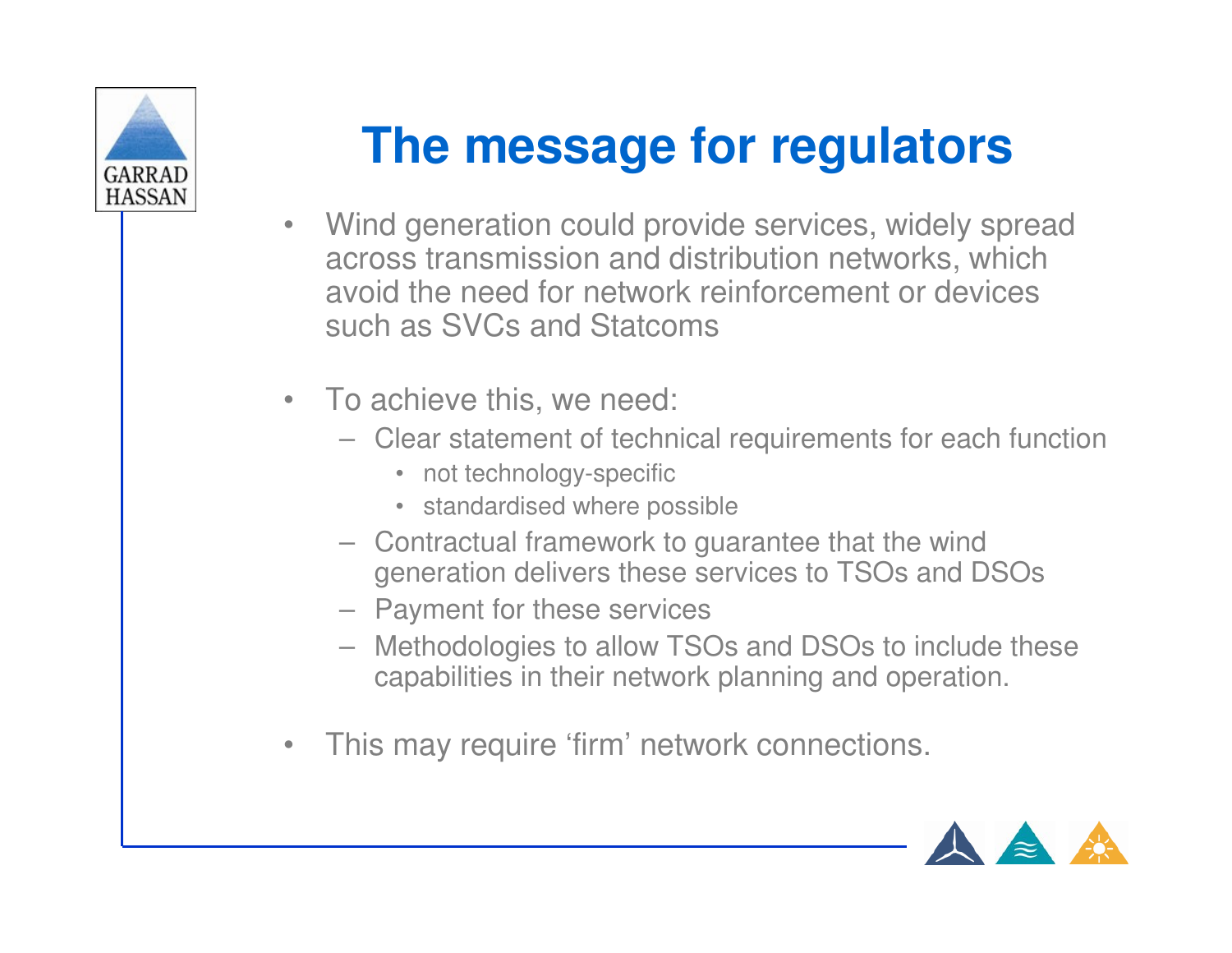# The message for regulators

- Wind generation could provide services, widely spread across transmission and distribution networks, which avoid the need for network reinforcement or devices such as SVCs and Statcoms

- To achieve this, we need:
  - Clear statement of technical requirements for each function
    - not technology-specific
    - standardised where possible
  - Contractual framework to guarantee that the wind generation delivers these services to TSOs and DSOs
  - Payment for these services
  - Methodologies to allow TSOs and DSOs to include these capabilities in their network planning and operation.

- This may require 'firm' network connections.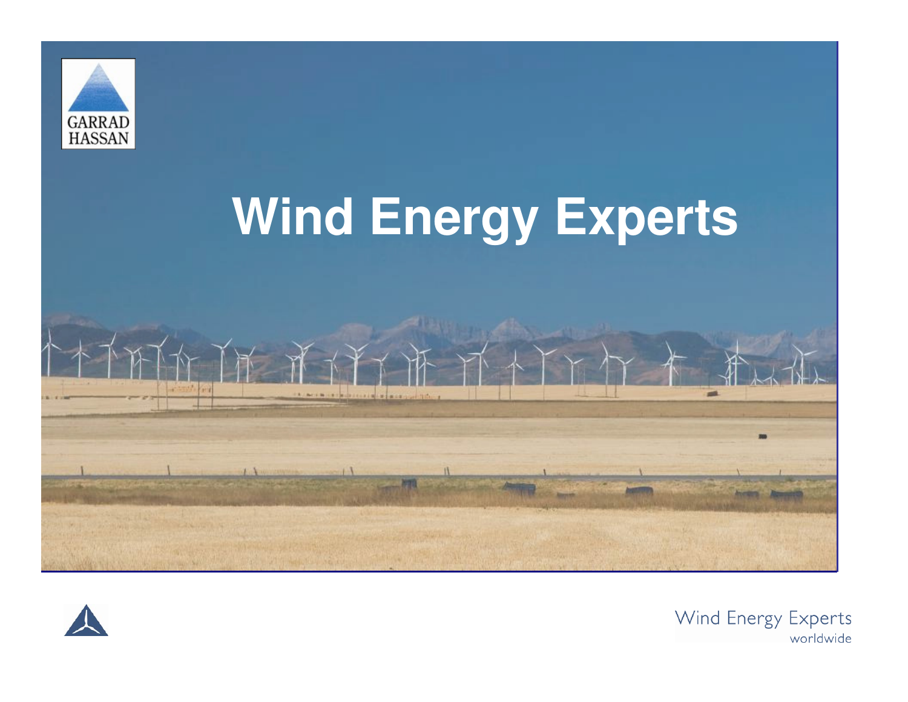GARRAD HASSAN

# Wind Energy Experts

Wind Energy Experts
worldwide